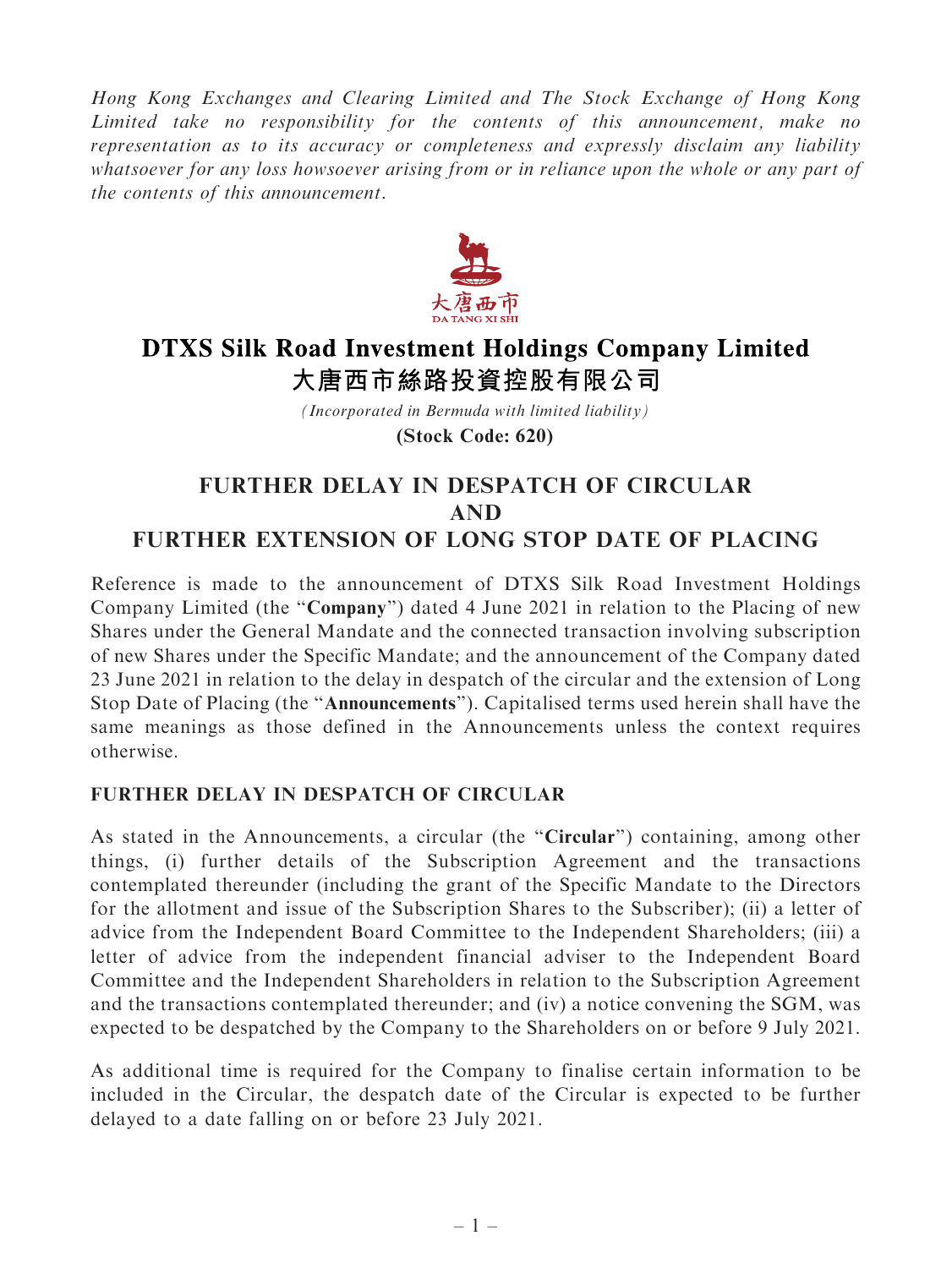*Hong Kong Exchanges and Clearing Limited and The Stock Exchange of Hong Kong Limited take no responsibility for the contents of this announcement, make no representation as to its accuracy or completeness and expressly disclaim any liability whatsoever for any loss howsoever arising from or in reliance upon the whole or any part of the contents of this announcement.*

大唐西市
DA TANG XI SHI

# DTXS Silk Road Investment Holdings Company Limited
# 大唐西市絲路投資控股有限公司

*(Incorporated in Bermuda with limited liability)*

**(Stock Code: 620)**

## FURTHER DELAY IN DESPATCH OF CIRCULAR AND FURTHER EXTENSION OF LONG STOP DATE OF PLACING

Reference is made to the announcement of DTXS Silk Road Investment Holdings Company Limited (the "**Company**") dated 4 June 2021 in relation to the Placing of new Shares under the General Mandate and the connected transaction involving subscription of new Shares under the Specific Mandate; and the announcement of the Company dated 23 June 2021 in relation to the delay in despatch of the circular and the extension of Long Stop Date of Placing (the "**Announcements**"). Capitalised terms used herein shall have the same meanings as those defined in the Announcements unless the context requires otherwise.

### FURTHER DELAY IN DESPATCH OF CIRCULAR

As stated in the Announcements, a circular (the "**Circular**") containing, among other things, (i) further details of the Subscription Agreement and the transactions contemplated thereunder (including the grant of the Specific Mandate to the Directors for the allotment and issue of the Subscription Shares to the Subscriber); (ii) a letter of advice from the Independent Board Committee to the Independent Shareholders; (iii) a letter of advice from the independent financial adviser to the Independent Board Committee and the Independent Shareholders in relation to the Subscription Agreement and the transactions contemplated thereunder; and (iv) a notice convening the SGM, was expected to be despatched by the Company to the Shareholders on or before 9 July 2021.

As additional time is required for the Company to finalise certain information to be included in the Circular, the despatch date of the Circular is expected to be further delayed to a date falling on or before 23 July 2021.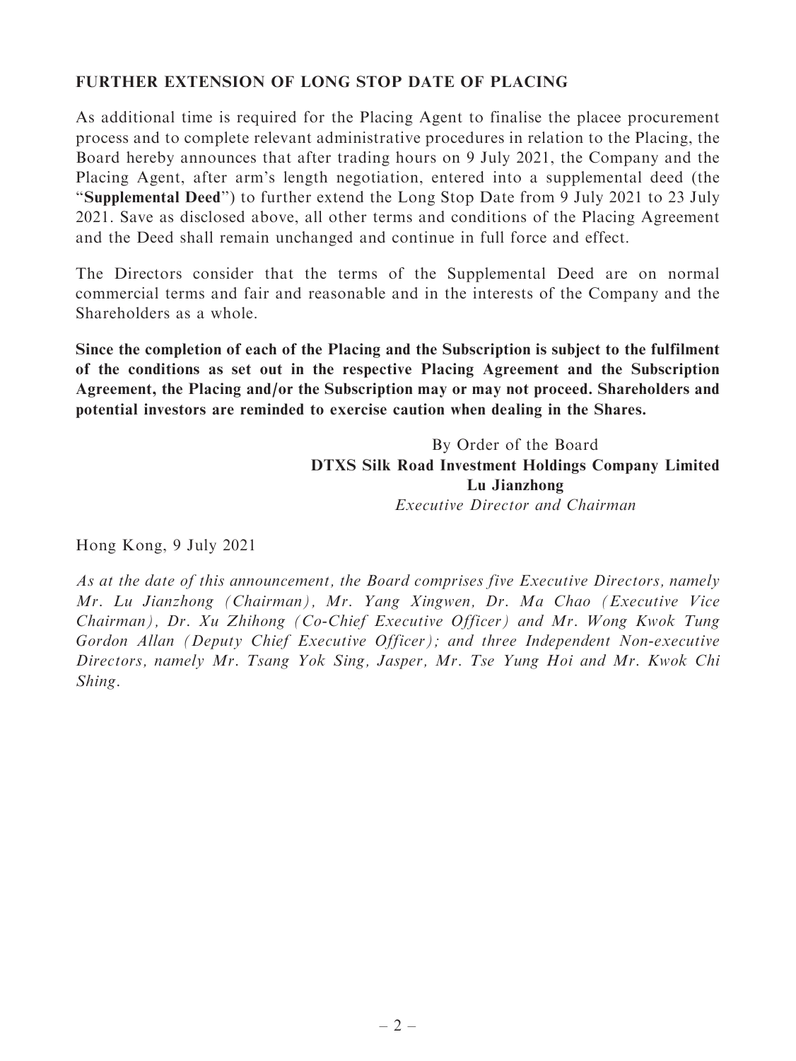## FURTHER EXTENSION OF LONG STOP DATE OF PLACING

As additional time is required for the Placing Agent to finalise the placee procurement process and to complete relevant administrative procedures in relation to the Placing, the Board hereby announces that after trading hours on 9 July 2021, the Company and the Placing Agent, after arm's length negotiation, entered into a supplemental deed (the "**Supplemental Deed**") to further extend the Long Stop Date from 9 July 2021 to 23 July 2021. Save as disclosed above, all other terms and conditions of the Placing Agreement and the Deed shall remain unchanged and continue in full force and effect.

The Directors consider that the terms of the Supplemental Deed are on normal commercial terms and fair and reasonable and in the interests of the Company and the Shareholders as a whole.

**Since the completion of each of the Placing and the Subscription is subject to the fulfilment of the conditions as set out in the respective Placing Agreement and the Subscription Agreement, the Placing and/or the Subscription may or may not proceed. Shareholders and potential investors are reminded to exercise caution when dealing in the Shares.**

By Order of the Board
**DTXS Silk Road Investment Holdings Company Limited**
**Lu Jianzhong**
*Executive Director and Chairman*

Hong Kong, 9 July 2021

*As at the date of this announcement, the Board comprises five Executive Directors, namely Mr. Lu Jianzhong (Chairman), Mr. Yang Xingwen, Dr. Ma Chao (Executive Vice Chairman), Dr. Xu Zhihong (Co-Chief Executive Officer) and Mr. Wong Kwok Tung Gordon Allan (Deputy Chief Executive Officer); and three Independent Non-executive Directors, namely Mr. Tsang Yok Sing, Jasper, Mr. Tse Yung Hoi and Mr. Kwok Chi Shing.*